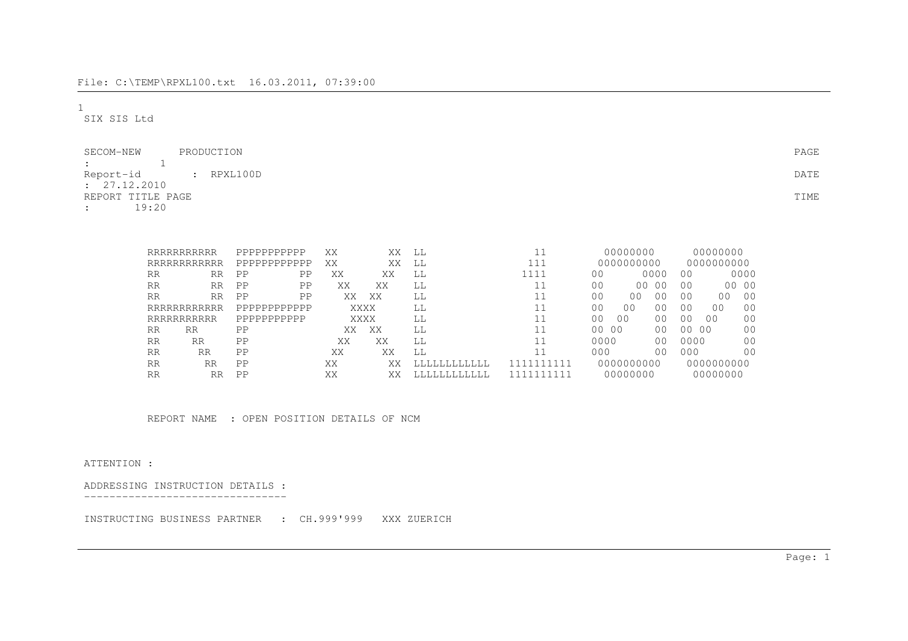File: C:\TEMP\RPXL100.txt 16.03.2011, 07:39:00

1
SIX SIS Ltd

```
SECOM-NEW       PRODUCTION                                                                                                                  PAGE
:          1
Report-id       :  RPXL100D                                                                                                                 DATE
:  27.12.2010
REPORT TITLE PAGE                                                                                                                           TIME
:       19:20
```

```
RRRRRRRRRRR   PPPPPPPPPPP   XX        XX  LL                 11        00000000      00000000
RRRRRRRRRRRR  PPPPPPPPPPPP  XX        XX  LL                111       0000000000    0000000000
RR        RR  PP        PP   XX      XX   LL               1111      00      0000  00      0000
RR        RR  PP        PP    XX    XX    LL                 11      00     00 00  00     00 00
RR        RR  PP        PP     XX  XX     LL                 11      00    00  00  00    00  00
RRRRRRRRRRRR  PPPPPPPPPPPP      XXXX      LL                 11      00   00   00  00   00   00
RRRRRRRRRRR   PPPPPPPPPPP       XXXX      LL                 11      00  00    00  00  00    00
RR    RR      PP               XX  XX     LL                 11      00 00     00  00 00     00
RR     RR     PP              XX    XX    LL                 11      0000      00  0000      00
RR      RR    PP             XX      XX   LL                 11      000       00  000       00
RR       RR   PP            XX        XX  LLLLLLLLLLL  1111111111   0000000000    0000000000
RR        RR  PP            XX        XX  LLLLLLLLLLL  1111111111    00000000      00000000
```

REPORT NAME : OPEN POSITION DETAILS OF NCM

ATTENTION :

ADDRESSING INSTRUCTION DETAILS :
-------------------------------

INSTRUCTING BUSINESS PARTNER : CH.999'999 XXX ZUERICH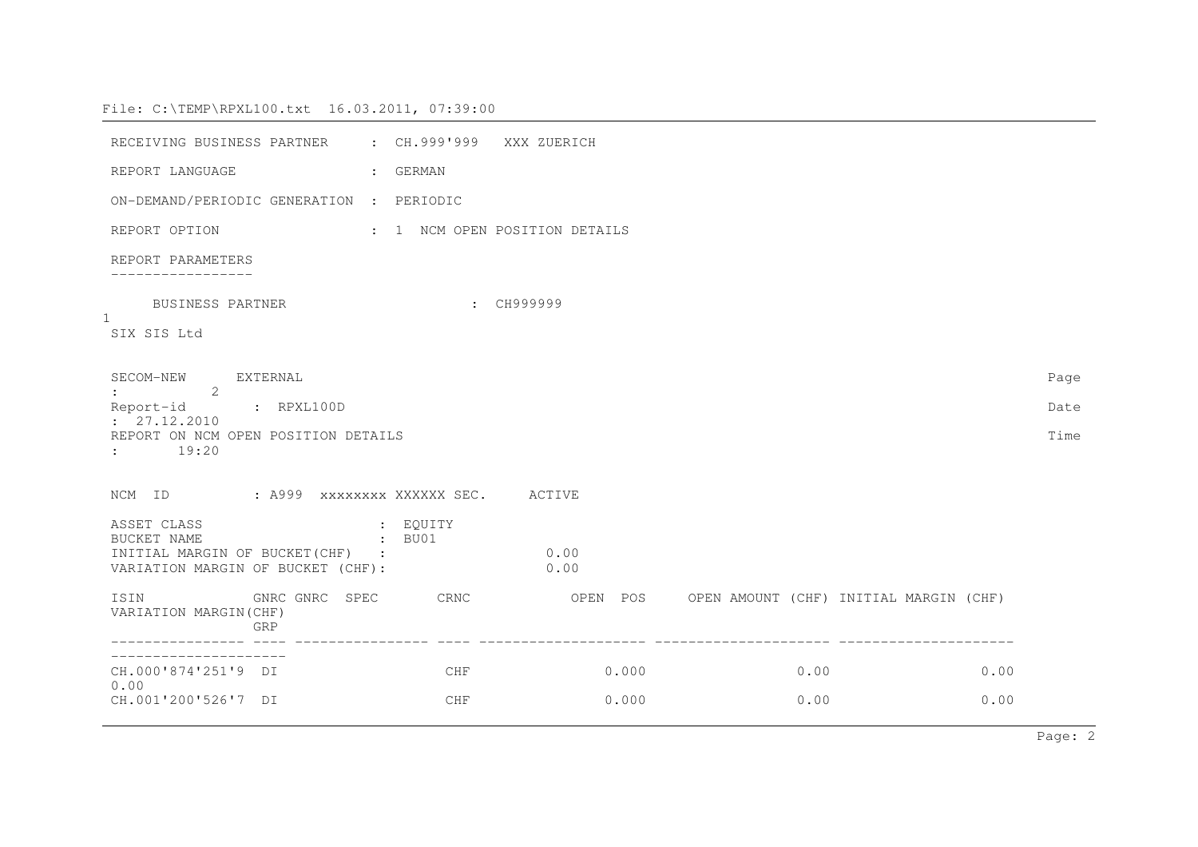File: C:\TEMP\RPXL100.txt 16.03.2011, 07:39:00

```
RECEIVING BUSINESS PARTNER     : CH.999'999   XXX ZUERICH

REPORT LANGUAGE                : GERMAN

ON-DEMAND/PERIODIC GENERATION  : PERIODIC

REPORT OPTION                  : 1  NCM OPEN POSITION DETAILS

REPORT PARAMETERS
-----------------

     BUSINESS PARTNER                    : CH999999
1
SIX SIS Ltd

SECOM-NEW      EXTERNAL                                                                                            Page
:         2
Report-id       : RPXL100D                                                                                         Date
: 27.12.2010
REPORT ON NCM OPEN POSITION DETAILS                                                                                Time
:       19:20

NCM  ID          : A999  xxxxxxxx XXXXXX SEC.     ACTIVE

ASSET CLASS                      : EQUITY
BUCKET NAME                      : BU01
INITIAL MARGIN OF BUCKET(CHF)   :                  0.00
VARIATION MARGIN OF BUCKET (CHF):                  0.00

ISIN             GNRC GNRC  SPEC       CRNC            OPEN  POS     OPEN AMOUNT (CHF) INITIAL MARGIN (CHF)
VARIATION MARGIN(CHF)
                 GRP
---------------- ---- ---------------- ---- -------------------- --------------------- ---------------------
---------------------
CH.000'874'251'9  DI                   CHF              0.000                0.00                 0.00
0.00
CH.001'200'526'7  DI                   CHF              0.000                0.00                 0.00
```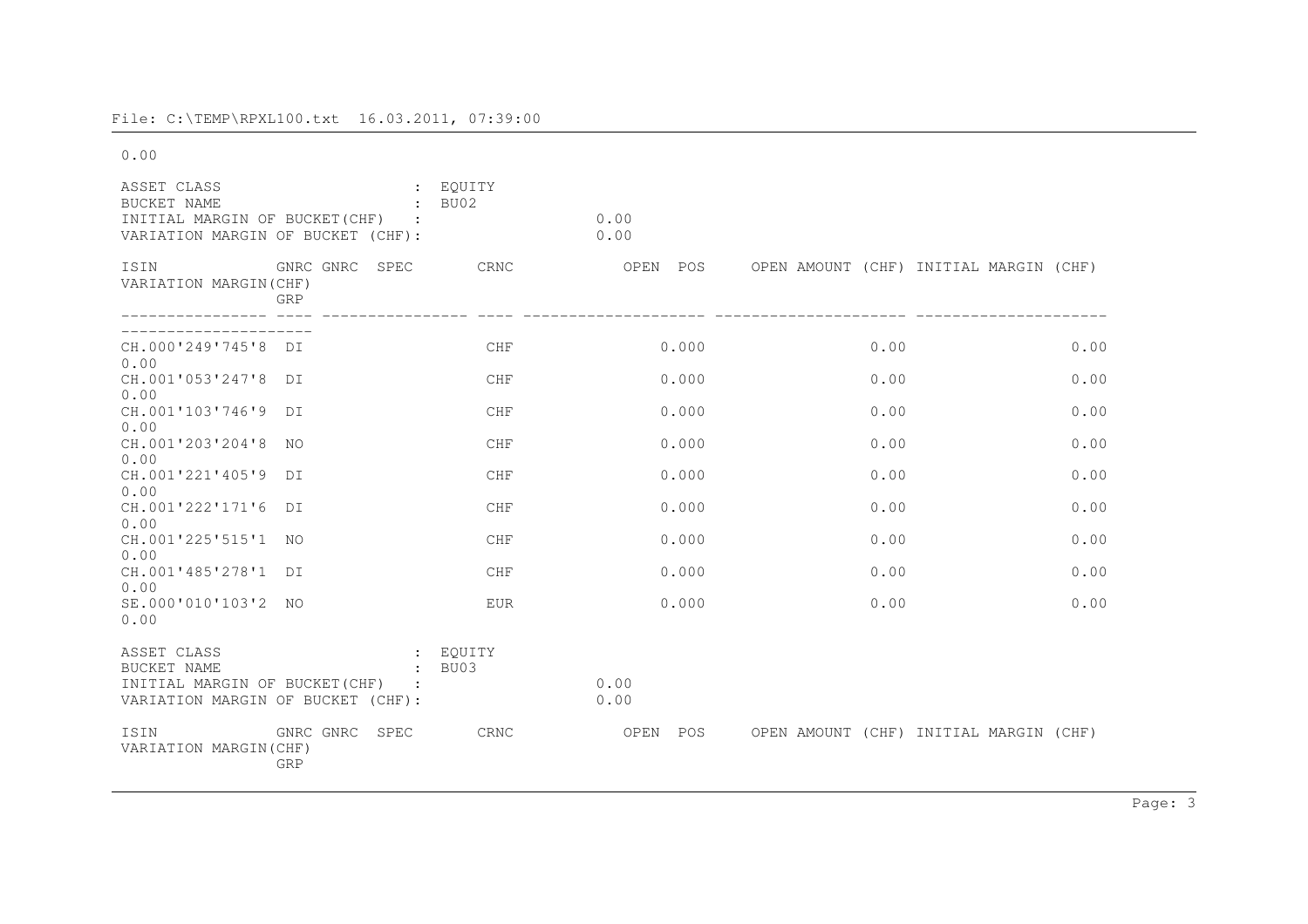0.00

ASSET CLASS : EQUITY
BUCKET NAME : BU02
INITIAL MARGIN OF BUCKET(CHF) : 0.00
VARIATION MARGIN OF BUCKET (CHF): 0.00

| ISIN | GNRC GRP | GNRC | SPEC | CRNC | OPEN POS | OPEN AMOUNT (CHF) | INITIAL MARGIN (CHF) | VARIATION MARGIN(CHF) |
|---|---|---|---|---|---|---|---|---|
| CH.000'249'745'8 | DI | | | CHF | 0.000 | 0.00 | 0.00 | 0.00 |
| CH.001'053'247'8 | DI | | | CHF | 0.000 | 0.00 | 0.00 | 0.00 |
| CH.001'103'746'9 | DI | | | CHF | 0.000 | 0.00 | 0.00 | 0.00 |
| CH.001'203'204'8 | NO | | | CHF | 0.000 | 0.00 | 0.00 | 0.00 |
| CH.001'221'405'9 | DI | | | CHF | 0.000 | 0.00 | 0.00 | 0.00 |
| CH.001'222'171'6 | DI | | | CHF | 0.000 | 0.00 | 0.00 | 0.00 |
| CH.001'225'515'1 | NO | | | CHF | 0.000 | 0.00 | 0.00 | 0.00 |
| CH.001'485'278'1 | DI | | | CHF | 0.000 | 0.00 | 0.00 | 0.00 |
| SE.000'010'103'2 | NO | | | EUR | 0.000 | 0.00 | 0.00 | 0.00 |

ASSET CLASS : EQUITY
BUCKET NAME : BU03
INITIAL MARGIN OF BUCKET(CHF) : 0.00
VARIATION MARGIN OF BUCKET (CHF): 0.00

| ISIN | GNRC GRP | GNRC | SPEC | CRNC | OPEN POS | OPEN AMOUNT (CHF) | INITIAL MARGIN (CHF) | VARIATION MARGIN(CHF) |
|---|---|---|---|---|---|---|---|---|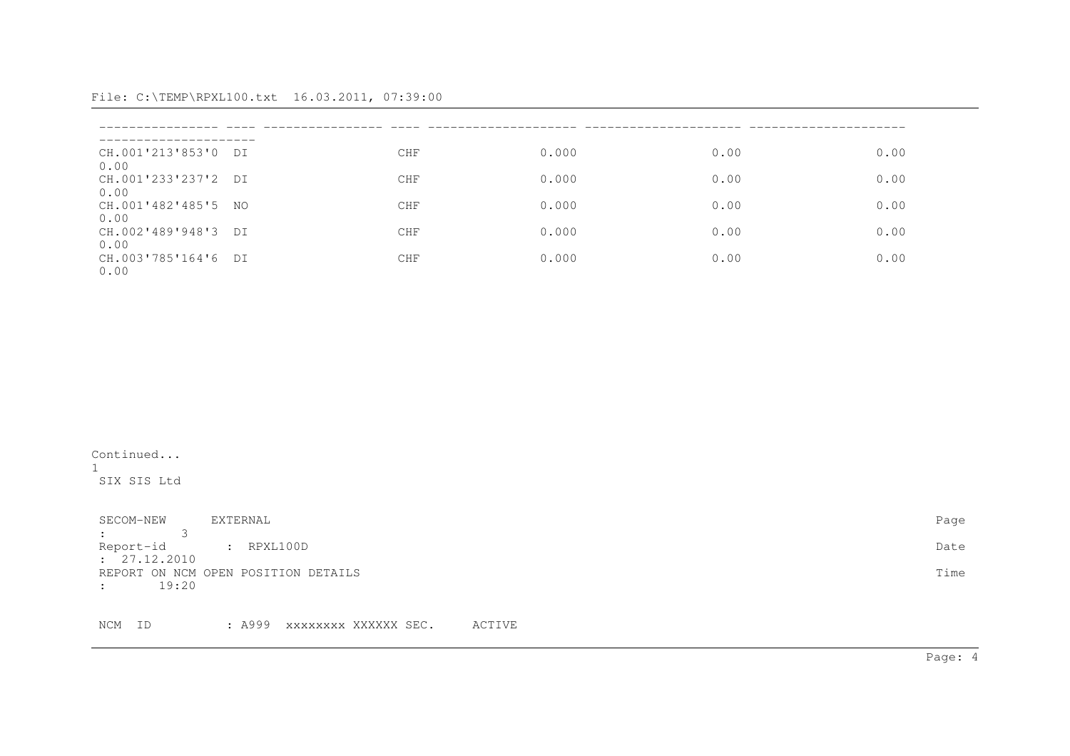File: C:\TEMP\RPXL100.txt 16.03.2011, 07:39:00

```
---------------- ---- ---------------- ---- -------------------- --------------------- ---------------------
---------------------
 CH.001'213'853'0  DI                   CHF              0.000              0.00              0.00
 0.00
 CH.001'233'237'2  DI                   CHF              0.000              0.00              0.00
 0.00
 CH.001'482'485'5  NO                   CHF              0.000              0.00              0.00
 0.00
 CH.002'489'948'3  DI                   CHF              0.000              0.00              0.00
 0.00
 CH.003'785'164'6  DI                   CHF              0.000              0.00              0.00
 0.00
```

```
Continued...
1
 SIX SIS Ltd

 SECOM-NEW      EXTERNAL                                                                              Page
 :         3
 Report-id       :  RPXL100D                                                                          Date
 :  27.12.2010
 REPORT ON NCM OPEN POSITION DETAILS                                                                  Time
 :       19:20

 NCM  ID          : A999  xxxxxxxx XXXXXX SEC.     ACTIVE
```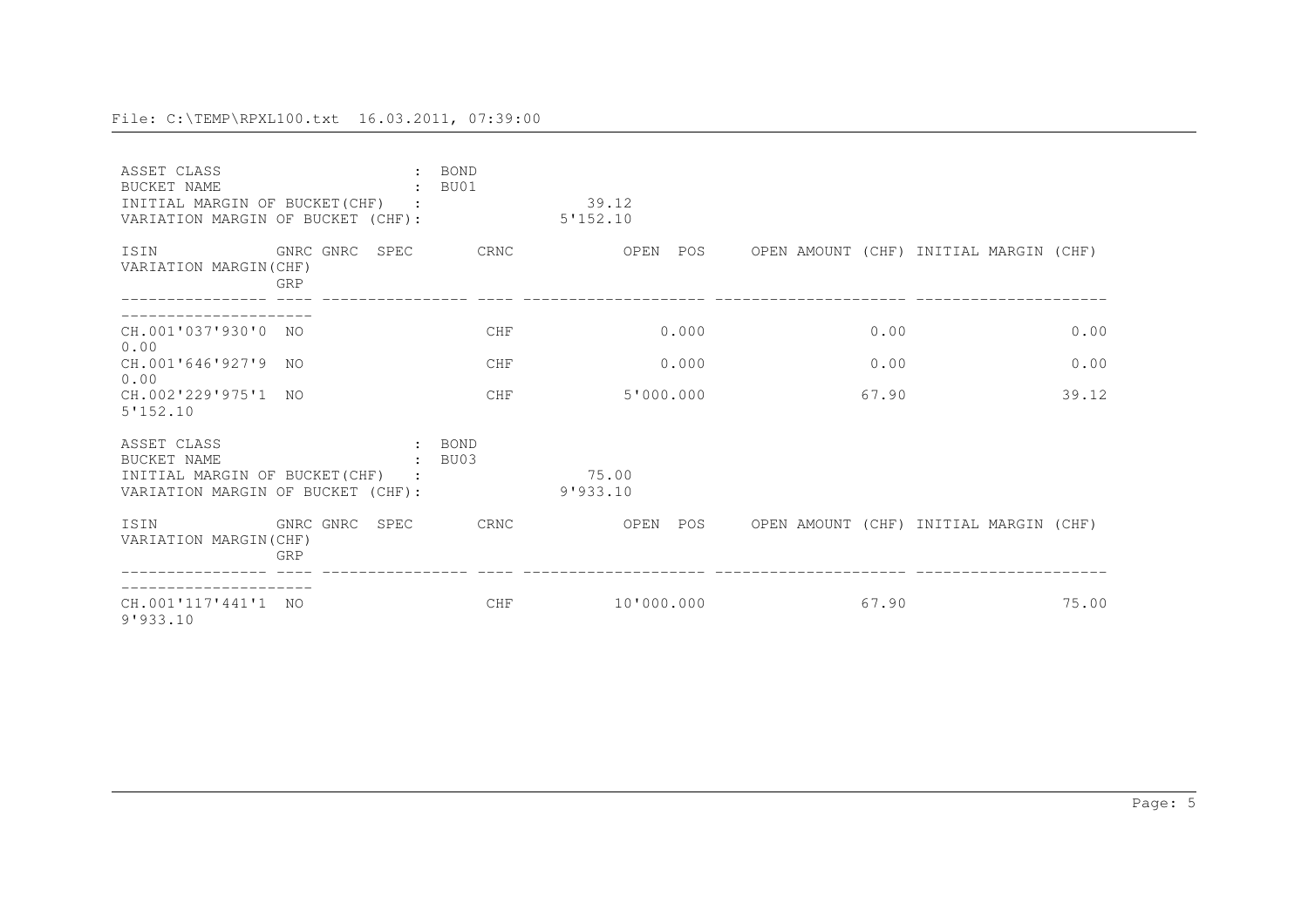File: C:\TEMP\RPXL100.txt 16.03.2011, 07:39:00

ASSET CLASS : BOND
BUCKET NAME : BU01
INITIAL MARGIN OF BUCKET(CHF) : 39.12
VARIATION MARGIN OF BUCKET (CHF): 5'152.10

| ISIN | GNRC GRP | GNRC SPEC | CRNC | OPEN POS | OPEN AMOUNT (CHF) | INITIAL MARGIN (CHF) | VARIATION MARGIN(CHF) |
|---|---|---|---|---|---|---|---|
| CH.001'037'930'0 | NO | | CHF | 0.000 | 0.00 | 0.00 | 0.00 |
| CH.001'646'927'9 | NO | | CHF | 0.000 | 0.00 | 0.00 | 0.00 |
| CH.002'229'975'1 | NO | | CHF | 5'000.000 | 67.90 | 39.12 | 5'152.10 |

ASSET CLASS : BOND
BUCKET NAME : BU03
INITIAL MARGIN OF BUCKET(CHF) : 75.00
VARIATION MARGIN OF BUCKET (CHF): 9'933.10

| ISIN | GNRC GRP | GNRC SPEC | CRNC | OPEN POS | OPEN AMOUNT (CHF) | INITIAL MARGIN (CHF) | VARIATION MARGIN(CHF) |
|---|---|---|---|---|---|---|---|
| CH.001'117'441'1 | NO | | CHF | 10'000.000 | 67.90 | 75.00 | 9'933.10 |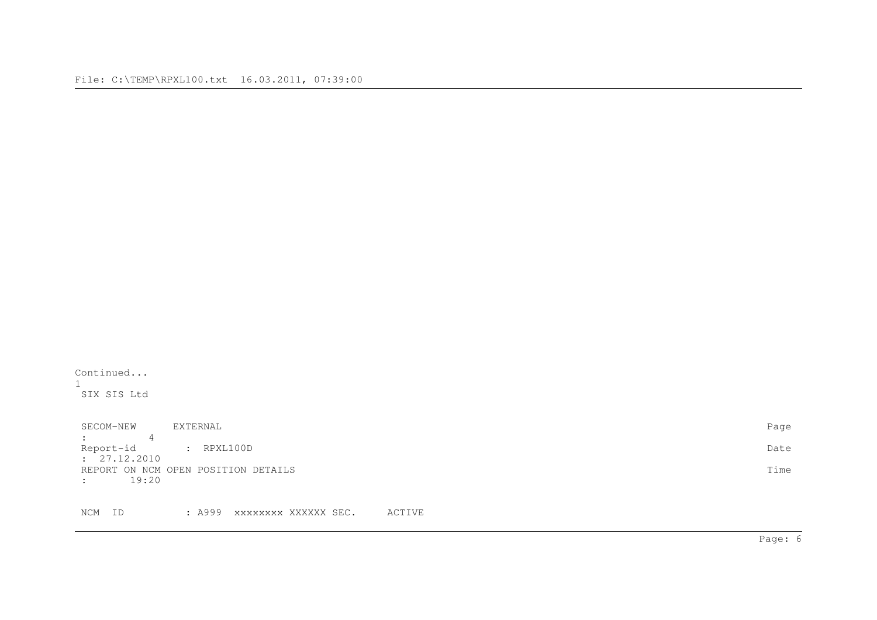Continued...

1

SIX SIS Ltd

```
SECOM-NEW      EXTERNAL                                                                    Page
:         4
Report-id        :  RPXL100D                                                               Date
:  27.12.2010
REPORT ON NCM OPEN POSITION DETAILS                                                        Time
:       19:20


NCM  ID          : A999  xxxxxxxx XXXXXX SEC.     ACTIVE
```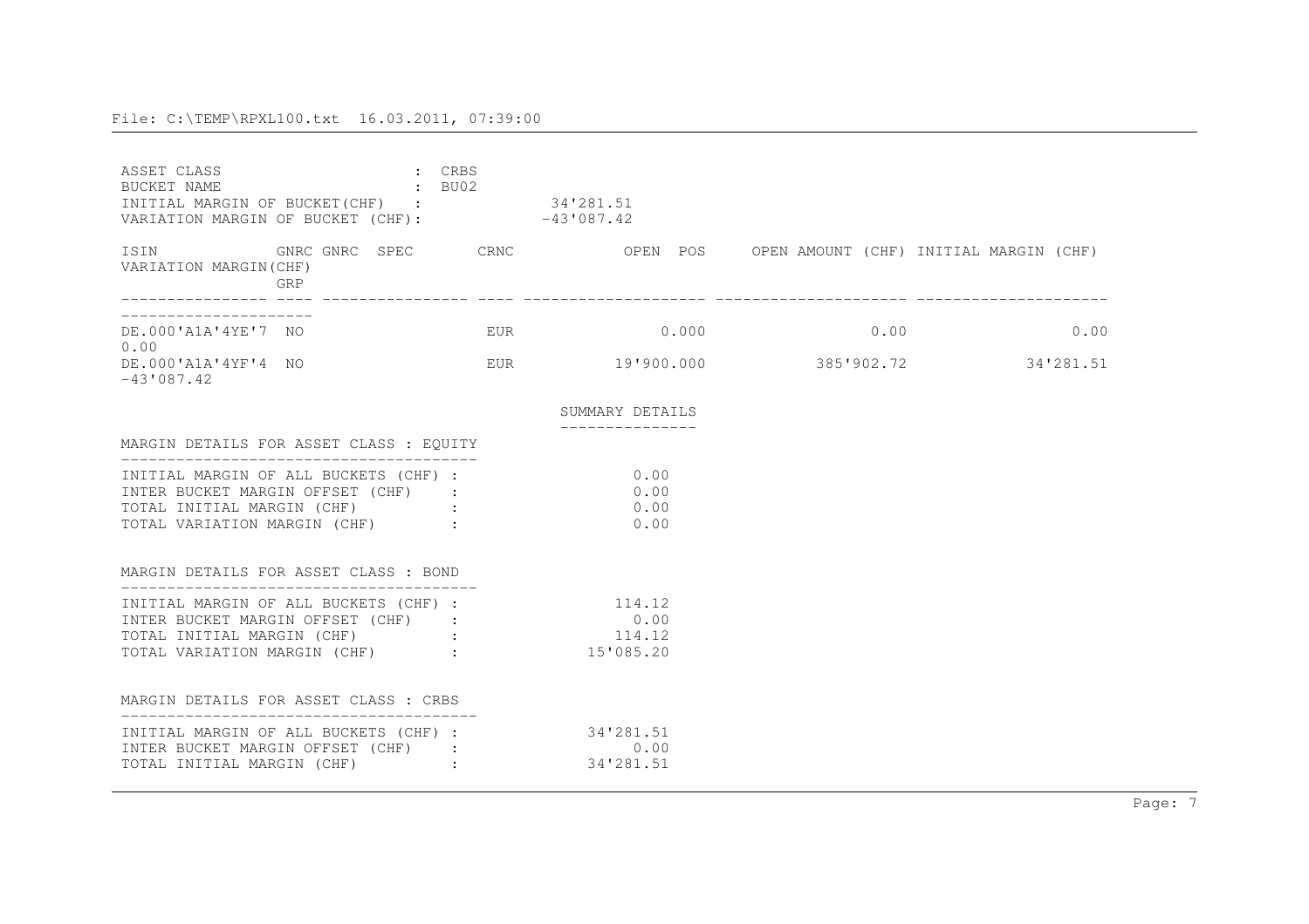File: C:\TEMP\RPXL100.txt 16.03.2011, 07:39:00

ASSET CLASS : CRBS
BUCKET NAME : BU02
INITIAL MARGIN OF BUCKET(CHF) : 34'281.51
VARIATION MARGIN OF BUCKET (CHF): -43'087.42

| ISIN | GNRC GRP | GNRC | SPEC | CRNC | OPEN POS | OPEN AMOUNT (CHF) | INITIAL MARGIN (CHF) | VARIATION MARGIN(CHF) |
|---|---|---|---|---|---|---|---|---|
| DE.000'A1A'4YE'7 | NO | | | EUR | 0.000 | 0.00 | 0.00 | 0.00 |
| DE.000'A1A'4YF'4 | NO | | | EUR | 19'900.000 | 385'902.72 | 34'281.51 | -43'087.42 |

## SUMMARY DETAILS

### MARGIN DETAILS FOR ASSET CLASS : EQUITY

| | |
|---|---|
| INITIAL MARGIN OF ALL BUCKETS (CHF) : | 0.00 |
| INTER BUCKET MARGIN OFFSET (CHF) : | 0.00 |
| TOTAL INITIAL MARGIN (CHF) : | 0.00 |
| TOTAL VARIATION MARGIN (CHF) : | 0.00 |

### MARGIN DETAILS FOR ASSET CLASS : BOND

| | |
|---|---|
| INITIAL MARGIN OF ALL BUCKETS (CHF) : | 114.12 |
| INTER BUCKET MARGIN OFFSET (CHF) : | 0.00 |
| TOTAL INITIAL MARGIN (CHF) : | 114.12 |
| TOTAL VARIATION MARGIN (CHF) : | 15'085.20 |

### MARGIN DETAILS FOR ASSET CLASS : CRBS

| | |
|---|---|
| INITIAL MARGIN OF ALL BUCKETS (CHF) : | 34'281.51 |
| INTER BUCKET MARGIN OFFSET (CHF) : | 0.00 |
| TOTAL INITIAL MARGIN (CHF) : | 34'281.51 |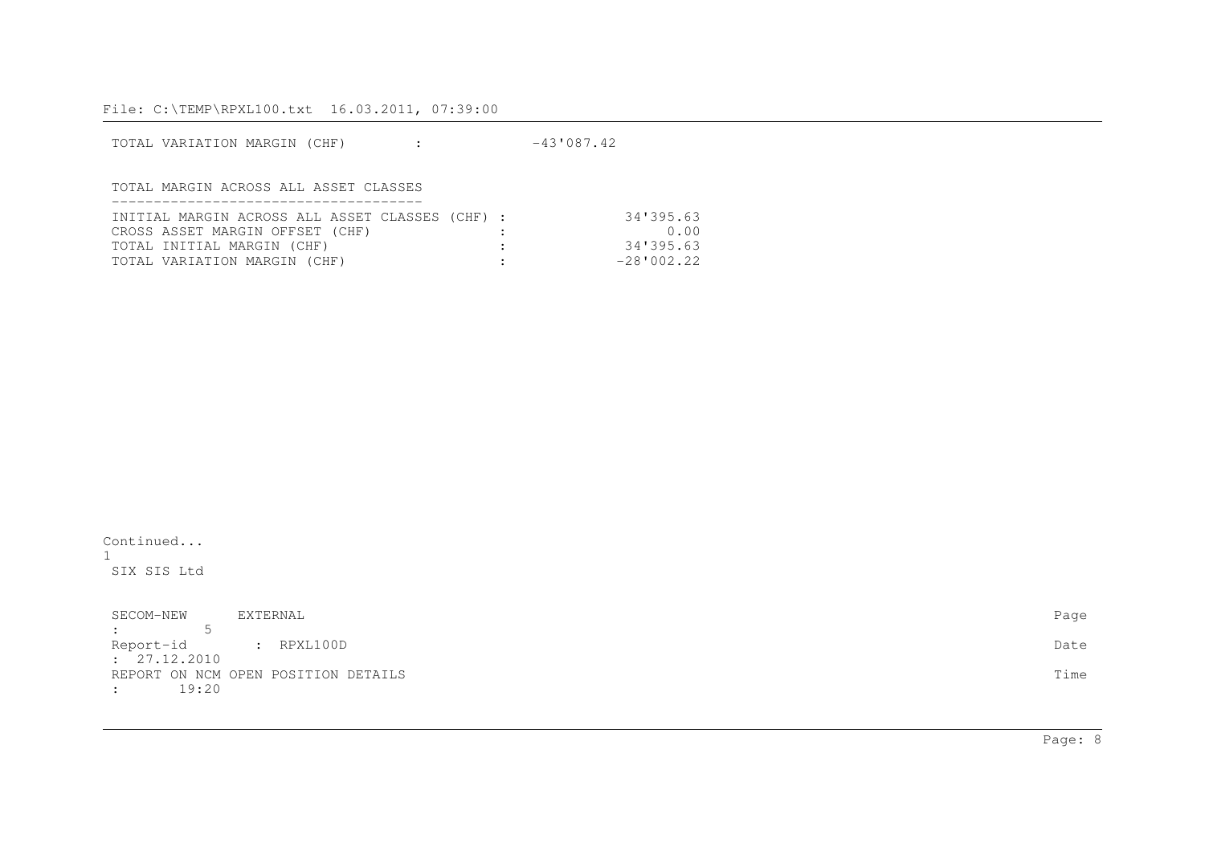TOTAL VARIATION MARGIN (CHF) : -43'087.42

TOTAL MARGIN ACROSS ALL ASSET CLASSES

| | | |
|---|---|---|
| INITIAL MARGIN ACROSS ALL ASSET CLASSES (CHF) | : | 34'395.63 |
| CROSS ASSET MARGIN OFFSET (CHF) | : | 0.00 |
| TOTAL INITIAL MARGIN (CHF) | : | 34'395.63 |
| TOTAL VARIATION MARGIN (CHF) | : | -28'002.22 |

Continued...

1

SIX SIS Ltd

SECOM-NEW EXTERNAL Page : 5

Report-id : RPXL100D Date : 27.12.2010

REPORT ON NCM OPEN POSITION DETAILS Time : 19:20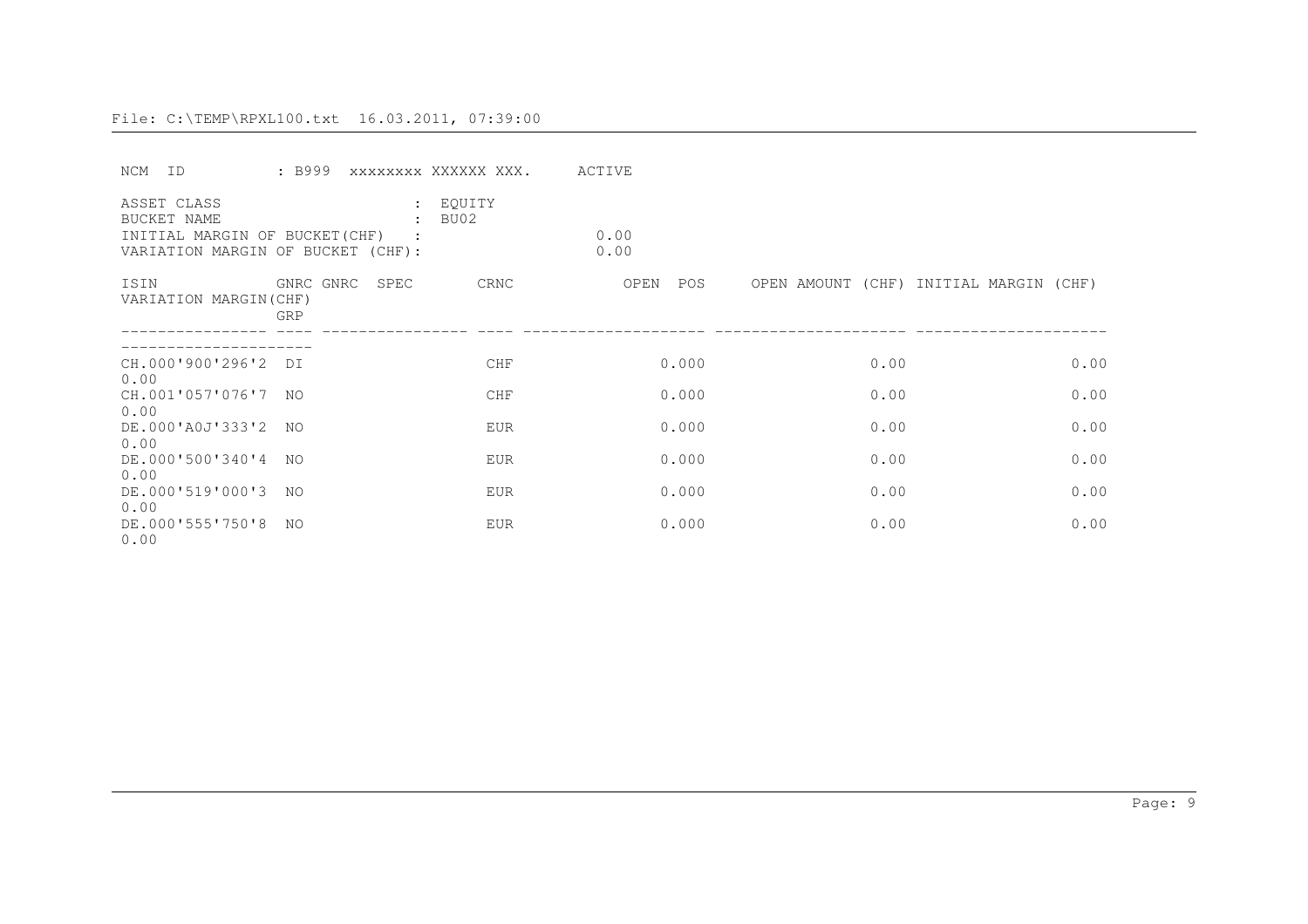File: C:\TEMP\RPXL100.txt 16.03.2011, 07:39:00

NCM ID : B999 xxxxxxxx XXXXXX XXX. ACTIVE

ASSET CLASS : EQUITY
BUCKET NAME : BU02
INITIAL MARGIN OF BUCKET(CHF) : 0.00
VARIATION MARGIN OF BUCKET (CHF): 0.00

| ISIN | GNRC GRP | GNRC SPEC | CRNC | OPEN POS | OPEN AMOUNT (CHF) | INITIAL MARGIN (CHF) | VARIATION MARGIN(CHF) |
|---|---|---|---|---|---|---|---|
| CH.000'900'296'2 | DI | | CHF | 0.000 | 0.00 | 0.00 | 0.00 |
| CH.001'057'076'7 | NO | | CHF | 0.000 | 0.00 | 0.00 | 0.00 |
| DE.000'A0J'333'2 | NO | | EUR | 0.000 | 0.00 | 0.00 | 0.00 |
| DE.000'500'340'4 | NO | | EUR | 0.000 | 0.00 | 0.00 | 0.00 |
| DE.000'519'000'3 | NO | | EUR | 0.000 | 0.00 | 0.00 | 0.00 |
| DE.000'555'750'8 | NO | | EUR | 0.000 | 0.00 | 0.00 | 0.00 |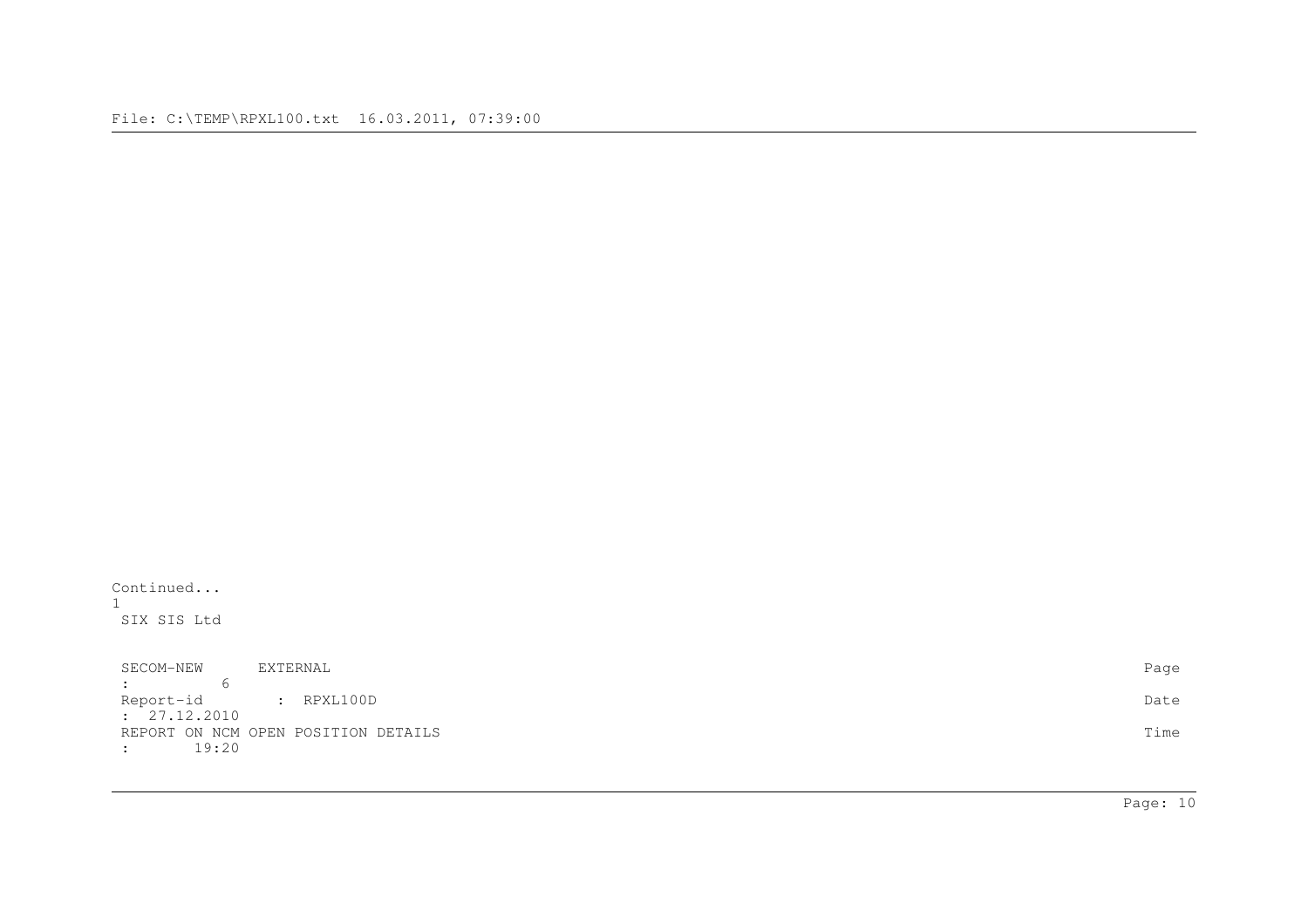Continued...
1
SIX SIS Ltd

SECOM-NEW EXTERNAL Page : 6
Report-id : RPXL100D Date : 27.12.2010
REPORT ON NCM OPEN POSITION DETAILS Time : 19:20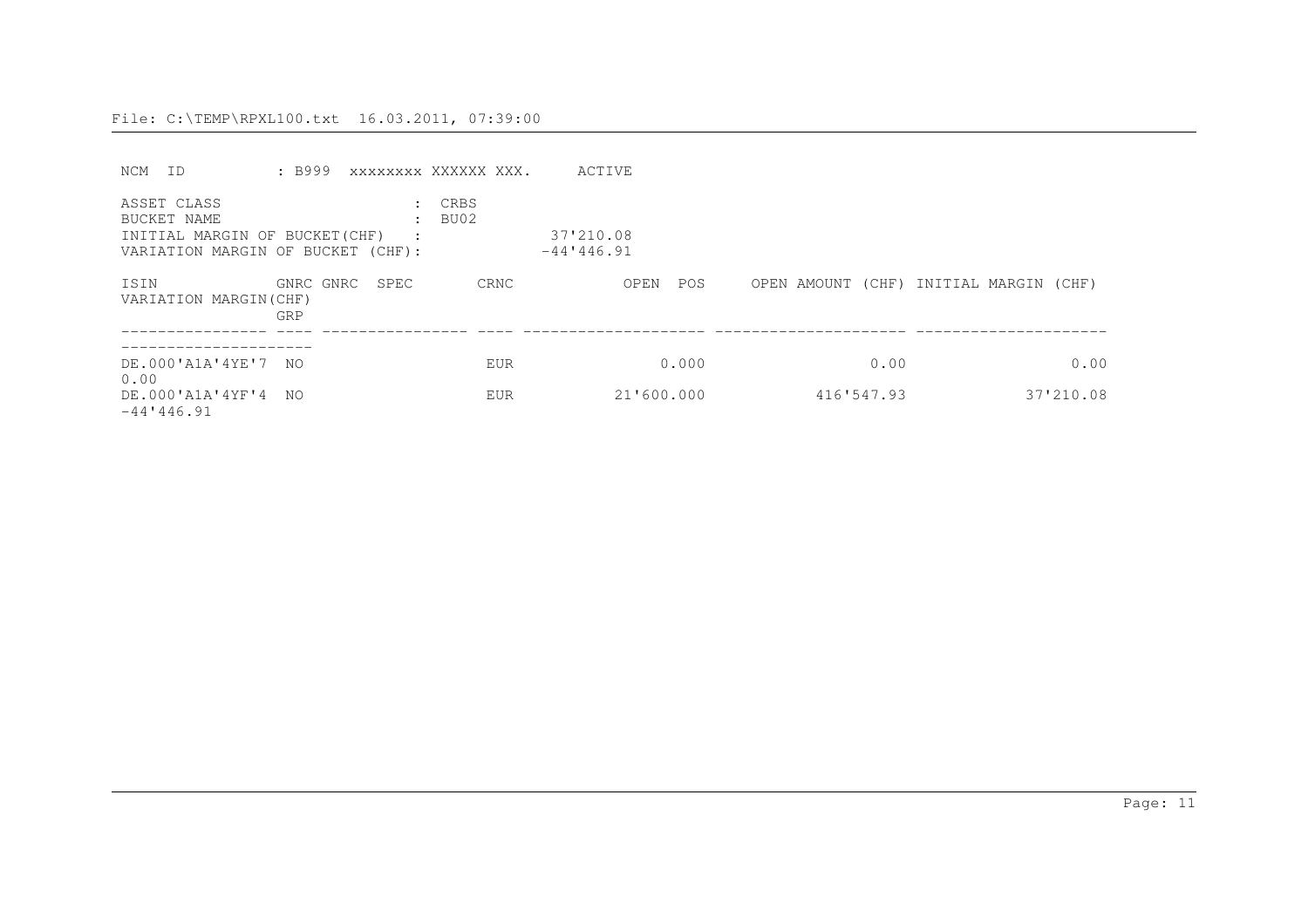File: C:\TEMP\RPXL100.txt  16.03.2011, 07:39:00

NCM ID : B999  xxxxxxxx XXXXXX XXX.  ACTIVE

ASSET CLASS : CRBS
BUCKET NAME : BU02
INITIAL MARGIN OF BUCKET(CHF) : 37'210.08
VARIATION MARGIN OF BUCKET (CHF): -44'446.91

| ISIN | GNRC GRP | GNRC SPEC | CRNC | OPEN POS | OPEN AMOUNT (CHF) | INITIAL MARGIN (CHF) | VARIATION MARGIN(CHF) |
|---|---|---|---|---|---|---|---|
| DE.000'A1A'4YE'7 | NO | | EUR | 0.000 | 0.00 | 0.00 | 0.00 |
| DE.000'A1A'4YF'4 | NO | | EUR | 21'600.000 | 416'547.93 | 37'210.08 | -44'446.91 |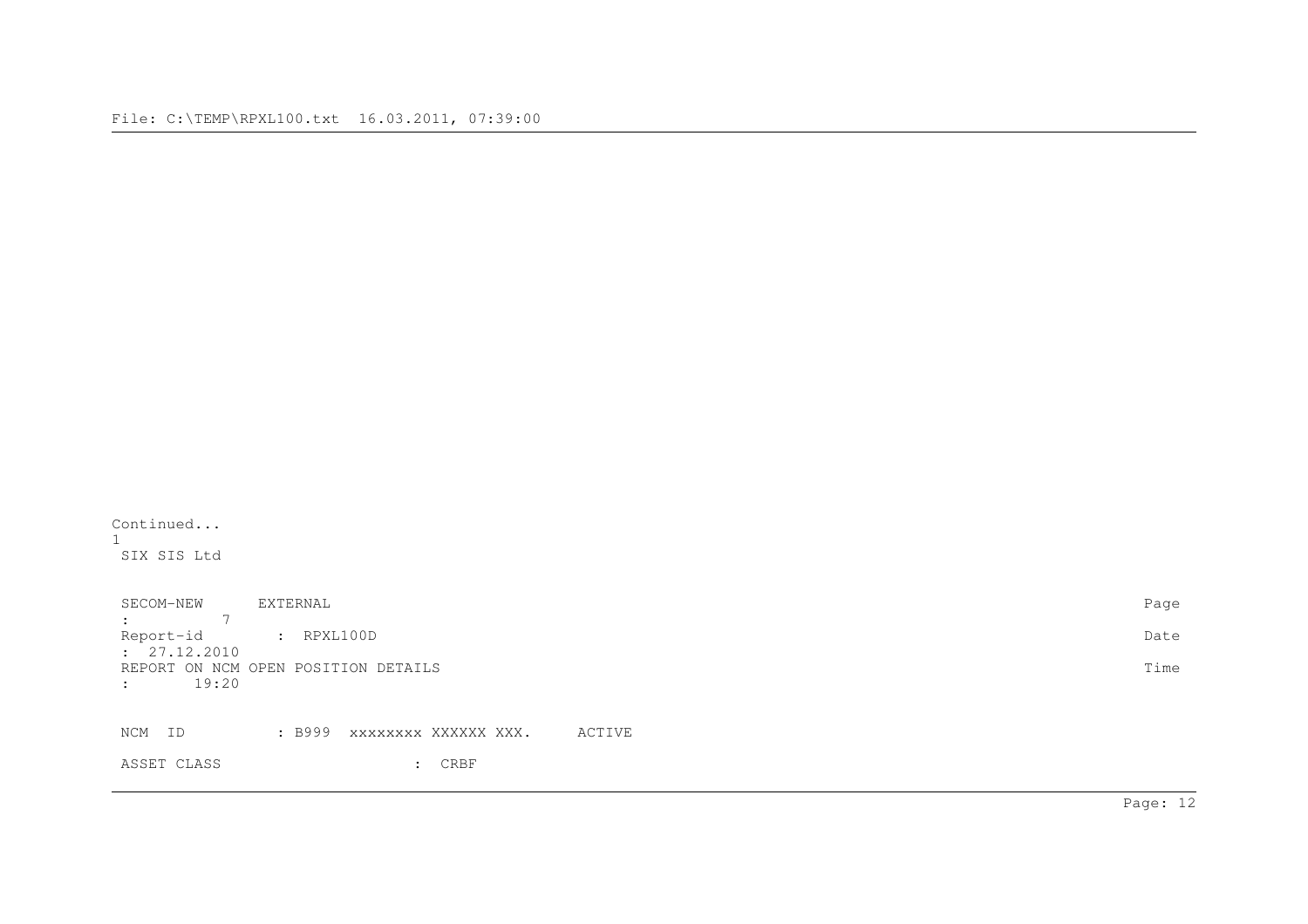Continued...
1
SIX SIS Ltd

```
SECOM-NEW       EXTERNAL                                                                                  Page
:          7
Report-id        :  RPXL100D                                                                              Date
:  27.12.2010
REPORT ON NCM OPEN POSITION DETAILS                                                                       Time
:        19:20


NCM  ID          : B999  xxxxxxxx XXXXXX XXX.     ACTIVE

ASSET CLASS                      :  CRBF
```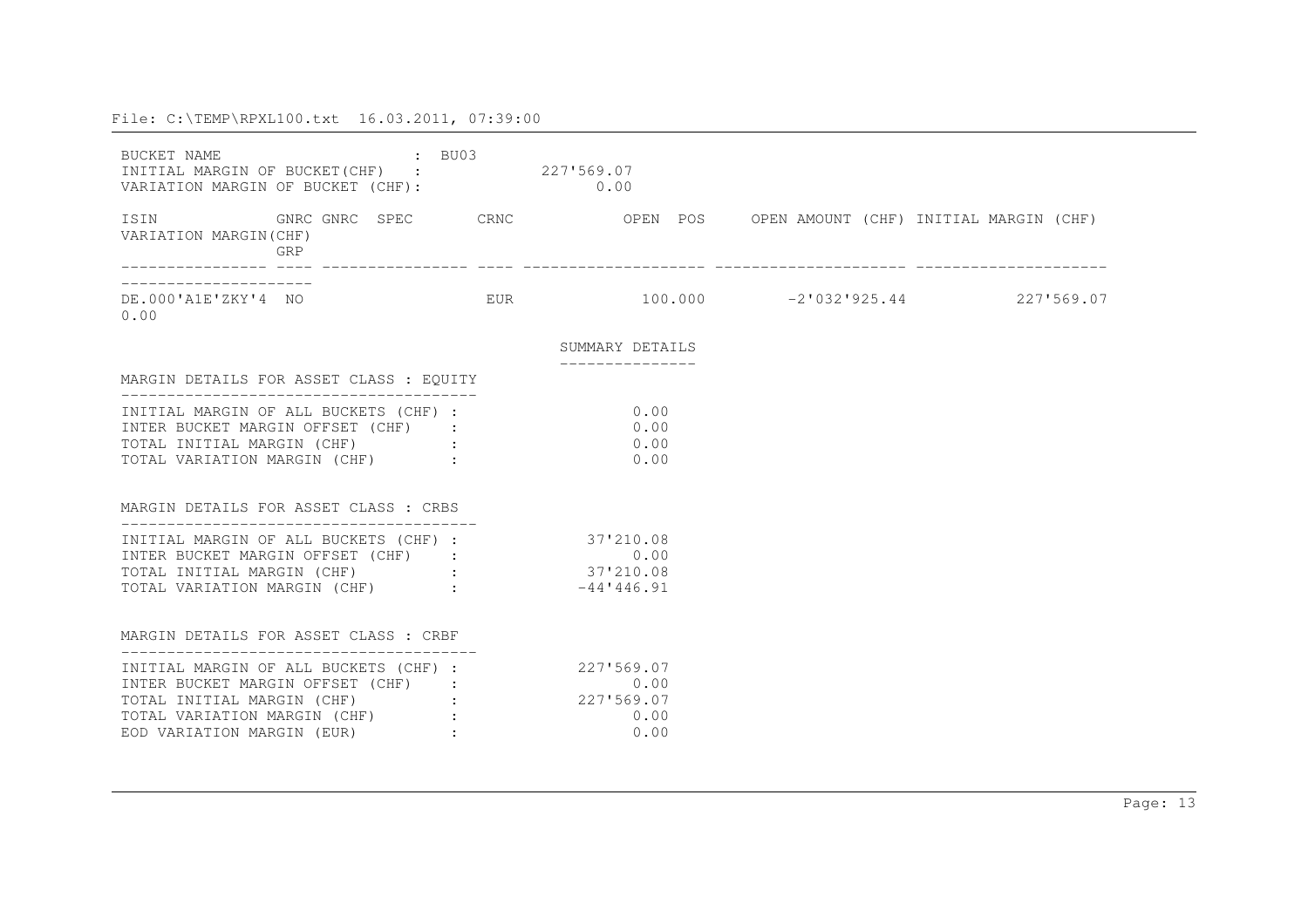File: C:\TEMP\RPXL100.txt 16.03.2011, 07:39:00

BUCKET NAME : BU03
INITIAL MARGIN OF BUCKET(CHF) : 227'569.07
VARIATION MARGIN OF BUCKET (CHF): 0.00

| ISIN | GNRC GRP | GNRC SPEC | CRNC | OPEN POS | OPEN AMOUNT (CHF) | INITIAL MARGIN (CHF) | VARIATION MARGIN(CHF) |
|---|---|---|---|---|---|---|---|
| DE.000'A1E'ZKY'4 | NO | | EUR | 100.000 | -2'032'925.44 | 227'569.07 | 0.00 |

SUMMARY DETAILS

MARGIN DETAILS FOR ASSET CLASS : EQUITY

| | | |
|---|---|---|
| INITIAL MARGIN OF ALL BUCKETS (CHF) | : | 0.00 |
| INTER BUCKET MARGIN OFFSET (CHF) | : | 0.00 |
| TOTAL INITIAL MARGIN (CHF) | : | 0.00 |
| TOTAL VARIATION MARGIN (CHF) | : | 0.00 |

MARGIN DETAILS FOR ASSET CLASS : CRBS

| | | |
|---|---|---|
| INITIAL MARGIN OF ALL BUCKETS (CHF) | : | 37'210.08 |
| INTER BUCKET MARGIN OFFSET (CHF) | : | 0.00 |
| TOTAL INITIAL MARGIN (CHF) | : | 37'210.08 |
| TOTAL VARIATION MARGIN (CHF) | : | -44'446.91 |

MARGIN DETAILS FOR ASSET CLASS : CRBF

| | | |
|---|---|---|
| INITIAL MARGIN OF ALL BUCKETS (CHF) | : | 227'569.07 |
| INTER BUCKET MARGIN OFFSET (CHF) | : | 0.00 |
| TOTAL INITIAL MARGIN (CHF) | : | 227'569.07 |
| TOTAL VARIATION MARGIN (CHF) | : | 0.00 |
| EOD VARIATION MARGIN (EUR) | : | 0.00 |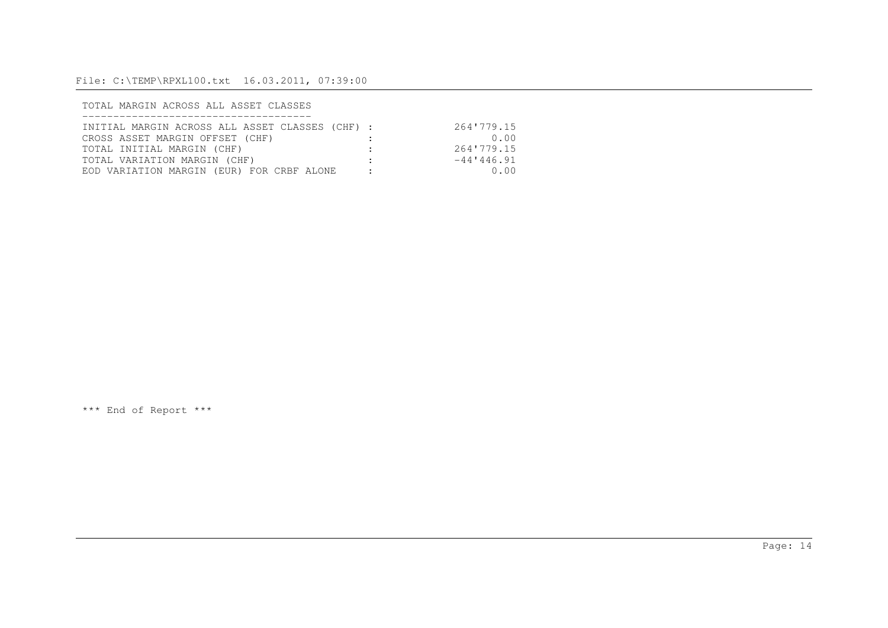## TOTAL MARGIN ACROSS ALL ASSET CLASSES

| | | |
|---|---|---|
| INITIAL MARGIN ACROSS ALL ASSET CLASSES (CHF) | : | 264'779.15 |
| CROSS ASSET MARGIN OFFSET (CHF) | : | 0.00 |
| TOTAL INITIAL MARGIN (CHF) | : | 264'779.15 |
| TOTAL VARIATION MARGIN (CHF) | : | -44'446.91 |
| EOD VARIATION MARGIN (EUR) FOR CRBF ALONE | : | 0.00 |

*** End of Report ***